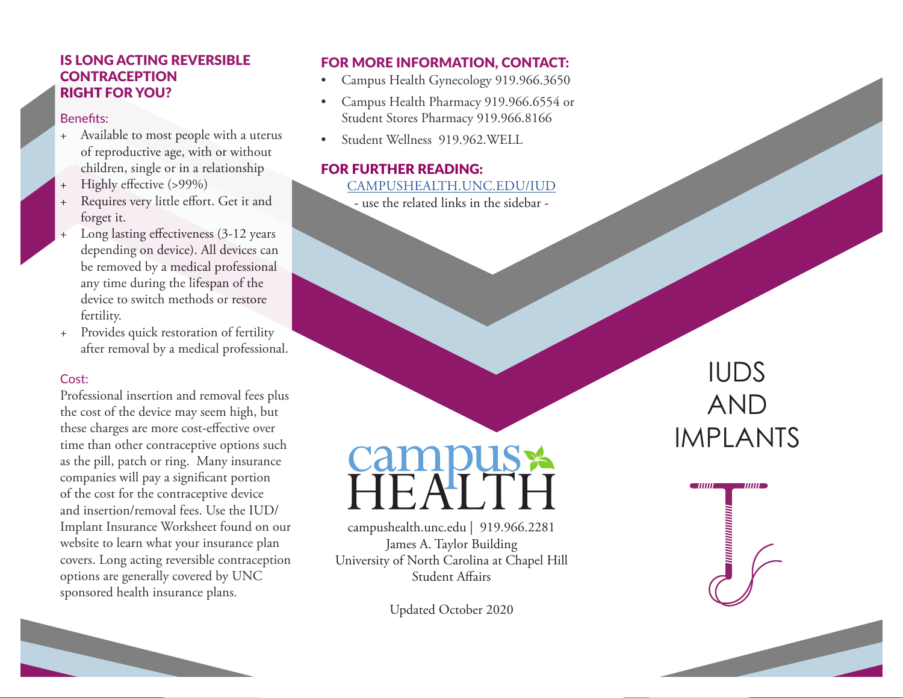## IS LONG ACTING REVERSIBLE CONTRACEPTION RIGHT FOR YOU?

### Benefits:

+ Available to most people with a uterus of reproductive age, with or without children, single or in a relationship
+ Highly effective (>99%)
+ Requires very little effort. Get it and forget it.
+ Long lasting effectiveness (3-12 years depending on device). All devices can be removed by a medical professional any time during the lifespan of the device to switch methods or restore fertility.
+ Provides quick restoration of fertility after removal by a medical professional.

### Cost:

Professional insertion and removal fees plus the cost of the device may seem high, but these charges are more cost-effective over time than other contraceptive options such as the pill, patch or ring. Many insurance companies will pay a significant portion of the cost for the contraceptive device and insertion/removal fees. Use the IUD/ Implant Insurance Worksheet found on our website to learn what your insurance plan covers. Long acting reversible contraception options are generally covered by UNC sponsored health insurance plans.

## FOR MORE INFORMATION, CONTACT:

- Campus Health Gynecology 919.966.3650
- Campus Health Pharmacy 919.966.6554 or Student Stores Pharmacy 919.966.8166
- Student Wellness 919.962.WELL

## FOR FURTHER READING:

CAMPUSHEALTH.UNC.EDU/IUD

- use the related links in the sidebar -

campus HEALTH

campushealth.unc.edu | 919.966.2281
James A. Taylor Building
University of North Carolina at Chapel Hill
Student Affairs

Updated October 2020

# IUDS AND IMPLANTS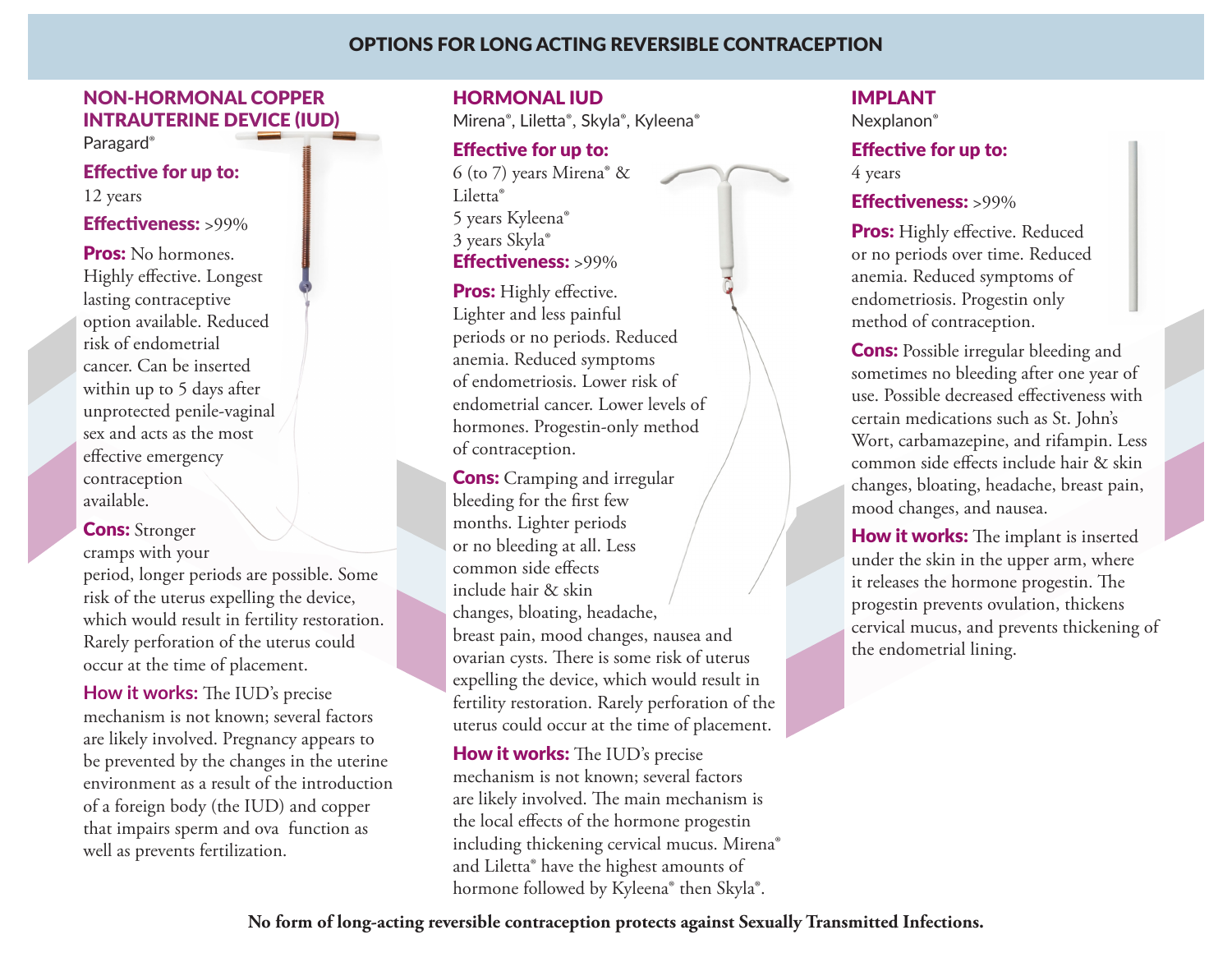# OPTIONS FOR LONG ACTING REVERSIBLE CONTRACEPTION

## NON-HORMONAL COPPER INTRAUTERINE DEVICE (IUD)

Paragard®

**Effective for up to:** 12 years

**Effectiveness:** >99%

**Pros:** No hormones. Highly effective. Longest lasting contraceptive option available. Reduced risk of endometrial cancer. Can be inserted within up to 5 days after unprotected penile-vaginal sex and acts as the most effective emergency contraception available.

**Cons:** Stronger cramps with your period, longer periods are possible. Some risk of the uterus expelling the device, which would result in fertility restoration. Rarely perforation of the uterus could occur at the time of placement.

**How it works:** The IUD's precise mechanism is not known; several factors are likely involved. Pregnancy appears to be prevented by the changes in the uterine environment as a result of the introduction of a foreign body (the IUD) and copper that impairs sperm and ova function as well as prevents fertilization.

## HORMONAL IUD

Mirena®, Liletta®, Skyla®, Kyleena®

**Effective for up to:**
6 (to 7) years Mirena® & Liletta®
5 years Kyleena®
3 years Skyla®

**Effectiveness:** >99%

**Pros:** Highly effective. Lighter and less painful periods or no periods. Reduced anemia. Reduced symptoms of endometriosis. Lower risk of endometrial cancer. Lower levels of hormones. Progestin-only method of contraception.

**Cons:** Cramping and irregular bleeding for the first few months. Lighter periods or no bleeding at all. Less common side effects include hair & skin changes, bloating, headache, breast pain, mood changes, nausea and ovarian cysts. There is some risk of uterus expelling the device, which would result in fertility restoration. Rarely perforation of the uterus could occur at the time of placement.

**How it works:** The IUD's precise mechanism is not known; several factors are likely involved. The main mechanism is the local effects of the hormone progestin including thickening cervical mucus. Mirena® and Liletta® have the highest amounts of hormone followed by Kyleena® then Skyla®.

## IMPLANT

Nexplanon®

**Effective for up to:** 4 years

**Effectiveness:** >99%

**Pros:** Highly effective. Reduced or no periods over time. Reduced anemia. Reduced symptoms of endometriosis. Progestin only method of contraception.

**Cons:** Possible irregular bleeding and sometimes no bleeding after one year of use. Possible decreased effectiveness with certain medications such as St. John's Wort, carbamazepine, and rifampin. Less common side effects include hair & skin changes, bloating, headache, breast pain, mood changes, and nausea.

**How it works:** The implant is inserted under the skin in the upper arm, where it releases the hormone progestin. The progestin prevents ovulation, thickens cervical mucus, and prevents thickening of the endometrial lining.

**No form of long-acting reversible contraception protects against Sexually Transmitted Infections.**